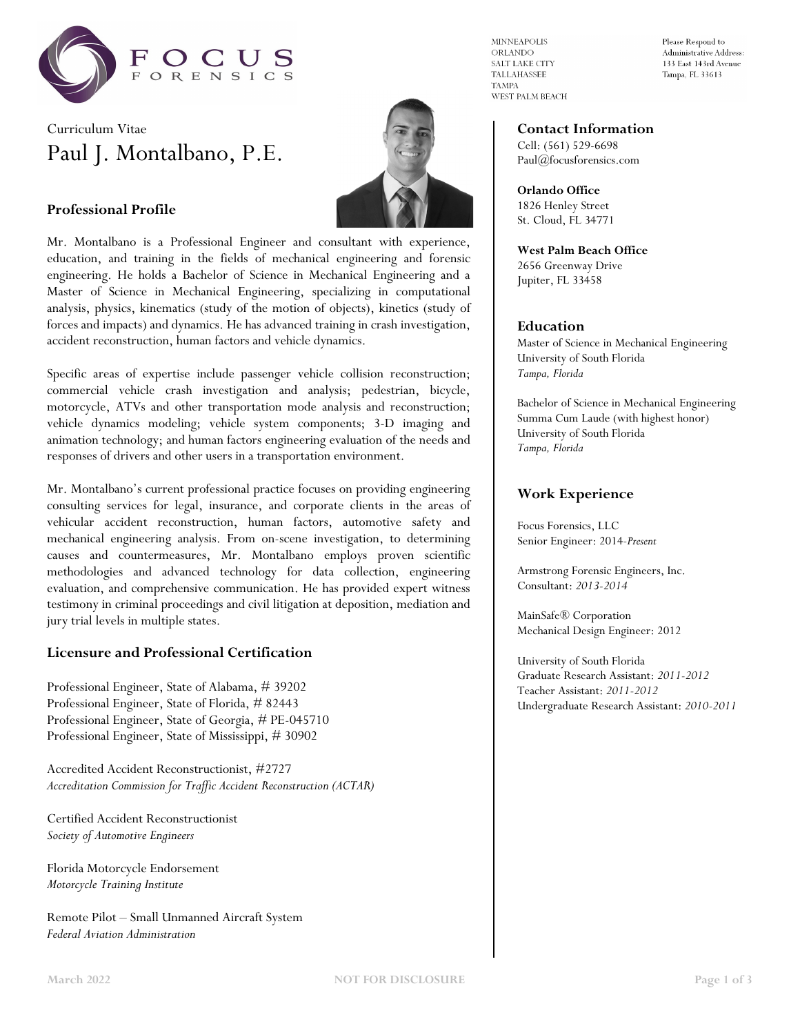FOCUS FORENSICS

MINNEAPOLIS
ORLANDO
SALT LAKE CITY
TALLAHASSEE
TAMPA
WEST PALM BEACH

Please Respond to Administrative Address:
133 East 143rd Avenue
Tampa, FL 33613

Curriculum Vitae

# Paul J. Montalbano, P.E.

## Professional Profile

Mr. Montalbano is a Professional Engineer and consultant with experience, education, and training in the fields of mechanical engineering and forensic engineering. He holds a Bachelor of Science in Mechanical Engineering and a Master of Science in Mechanical Engineering, specializing in computational analysis, physics, kinematics (study of the motion of objects), kinetics (study of forces and impacts) and dynamics. He has advanced training in crash investigation, accident reconstruction, human factors and vehicle dynamics.

Specific areas of expertise include passenger vehicle collision reconstruction; commercial vehicle crash investigation and analysis; pedestrian, bicycle, motorcycle, ATVs and other transportation mode analysis and reconstruction; vehicle dynamics modeling; vehicle system components; 3-D imaging and animation technology; and human factors engineering evaluation of the needs and responses of drivers and other users in a transportation environment.

Mr. Montalbano's current professional practice focuses on providing engineering consulting services for legal, insurance, and corporate clients in the areas of vehicular accident reconstruction, human factors, automotive safety and mechanical engineering analysis. From on-scene investigation, to determining causes and countermeasures, Mr. Montalbano employs proven scientific methodologies and advanced technology for data collection, engineering evaluation, and comprehensive communication. He has provided expert witness testimony in criminal proceedings and civil litigation at deposition, mediation and jury trial levels in multiple states.

## Licensure and Professional Certification

Professional Engineer, State of Alabama, # 39202
Professional Engineer, State of Florida, # 82443
Professional Engineer, State of Georgia, # PE-045710
Professional Engineer, State of Mississippi, # 30902

Accredited Accident Reconstructionist, #2727
*Accreditation Commission for Traffic Accident Reconstruction (ACTAR)*

Certified Accident Reconstructionist
*Society of Automotive Engineers*

Florida Motorcycle Endorsement
*Motorcycle Training Institute*

Remote Pilot – Small Unmanned Aircraft System
*Federal Aviation Administration*

## Contact Information

Cell: (561) 529-6698
Paul@focusforensics.com

**Orlando Office**
1826 Henley Street
St. Cloud, FL 34771

**West Palm Beach Office**
2656 Greenway Drive
Jupiter, FL 33458

## Education

Master of Science in Mechanical Engineering
University of South Florida
*Tampa, Florida*

Bachelor of Science in Mechanical Engineering
Summa Cum Laude (with highest honor)
University of South Florida
*Tampa, Florida*

## Work Experience

Focus Forensics, LLC
Senior Engineer: 2014-*Present*

Armstrong Forensic Engineers, Inc.
Consultant: *2013-2014*

MainSafe® Corporation
Mechanical Design Engineer: 2012

University of South Florida
Graduate Research Assistant: *2011-2012*
Teacher Assistant: *2011-2012*
Undergraduate Research Assistant: *2010-2011*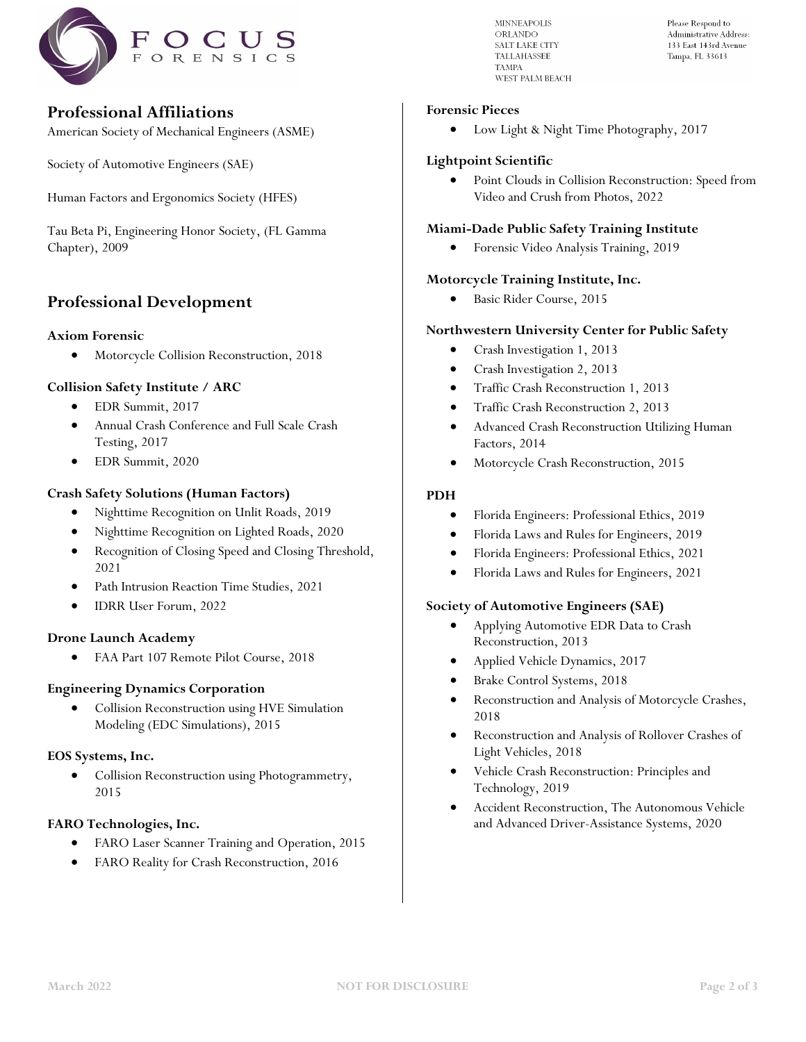## Professional Affiliations

American Society of Mechanical Engineers (ASME)

Society of Automotive Engineers (SAE)

Human Factors and Ergonomics Society (HFES)

Tau Beta Pi, Engineering Honor Society, (FL Gamma Chapter), 2009

## Professional Development

**Axiom Forensic**

- Motorcycle Collision Reconstruction, 2018

**Collision Safety Institute / ARC**

- EDR Summit, 2017
- Annual Crash Conference and Full Scale Crash Testing, 2017
- EDR Summit, 2020

**Crash Safety Solutions (Human Factors)**

- Nighttime Recognition on Unlit Roads, 2019
- Nighttime Recognition on Lighted Roads, 2020
- Recognition of Closing Speed and Closing Threshold, 2021
- Path Intrusion Reaction Time Studies, 2021
- IDRR User Forum, 2022

**Drone Launch Academy**

- FAA Part 107 Remote Pilot Course, 2018

**Engineering Dynamics Corporation**

- Collision Reconstruction using HVE Simulation Modeling (EDC Simulations), 2015

**EOS Systems, Inc.**

- Collision Reconstruction using Photogrammetry, 2015

**FARO Technologies, Inc.**

- FARO Laser Scanner Training and Operation, 2015
- FARO Reality for Crash Reconstruction, 2016

**Forensic Pieces**

- Low Light & Night Time Photography, 2017

**Lightpoint Scientific**

- Point Clouds in Collision Reconstruction: Speed from Video and Crush from Photos, 2022

**Miami-Dade Public Safety Training Institute**

- Forensic Video Analysis Training, 2019

**Motorcycle Training Institute, Inc.**

- Basic Rider Course, 2015

**Northwestern University Center for Public Safety**

- Crash Investigation 1, 2013
- Crash Investigation 2, 2013
- Traffic Crash Reconstruction 1, 2013
- Traffic Crash Reconstruction 2, 2013
- Advanced Crash Reconstruction Utilizing Human Factors, 2014
- Motorcycle Crash Reconstruction, 2015

**PDH**

- Florida Engineers: Professional Ethics, 2019
- Florida Laws and Rules for Engineers, 2019
- Florida Engineers: Professional Ethics, 2021
- Florida Laws and Rules for Engineers, 2021

**Society of Automotive Engineers (SAE)**

- Applying Automotive EDR Data to Crash Reconstruction, 2013
- Applied Vehicle Dynamics, 2017
- Brake Control Systems, 2018
- Reconstruction and Analysis of Motorcycle Crashes, 2018
- Reconstruction and Analysis of Rollover Crashes of Light Vehicles, 2018
- Vehicle Crash Reconstruction: Principles and Technology, 2019
- Accident Reconstruction, The Autonomous Vehicle and Advanced Driver-Assistance Systems, 2020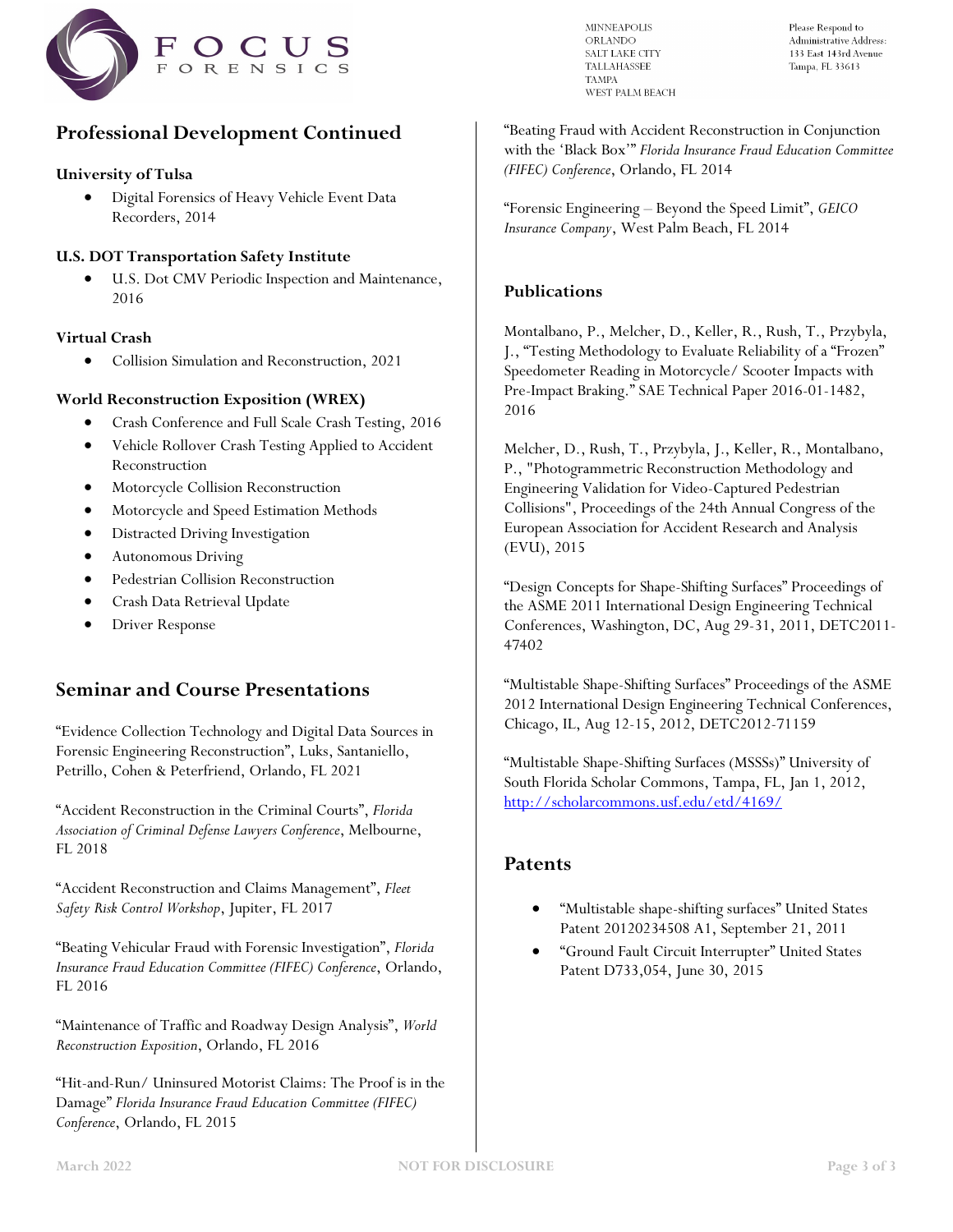## Professional Development Continued

### University of Tulsa

- Digital Forensics of Heavy Vehicle Event Data Recorders, 2014

### U.S. DOT Transportation Safety Institute

- U.S. Dot CMV Periodic Inspection and Maintenance, 2016

### Virtual Crash

- Collision Simulation and Reconstruction, 2021

### World Reconstruction Exposition (WREX)

- Crash Conference and Full Scale Crash Testing, 2016
- Vehicle Rollover Crash Testing Applied to Accident Reconstruction
- Motorcycle Collision Reconstruction
- Motorcycle and Speed Estimation Methods
- Distracted Driving Investigation
- Autonomous Driving
- Pedestrian Collision Reconstruction
- Crash Data Retrieval Update
- Driver Response

## Seminar and Course Presentations

"Evidence Collection Technology and Digital Data Sources in Forensic Engineering Reconstruction", Luks, Santaniello, Petrillo, Cohen & Peterfriend, Orlando, FL 2021

"Accident Reconstruction in the Criminal Courts", *Florida Association of Criminal Defense Lawyers Conference*, Melbourne, FL 2018

"Accident Reconstruction and Claims Management", *Fleet Safety Risk Control Workshop*, Jupiter, FL 2017

"Beating Vehicular Fraud with Forensic Investigation", *Florida Insurance Fraud Education Committee (FIFEC) Conference*, Orlando, FL 2016

"Maintenance of Traffic and Roadway Design Analysis", *World Reconstruction Exposition*, Orlando, FL 2016

"Hit-and-Run/ Uninsured Motorist Claims: The Proof is in the Damage" *Florida Insurance Fraud Education Committee (FIFEC) Conference*, Orlando, FL 2015

"Beating Fraud with Accident Reconstruction in Conjunction with the 'Black Box'" *Florida Insurance Fraud Education Committee (FIFEC) Conference*, Orlando, FL 2014

"Forensic Engineering – Beyond the Speed Limit", *GEICO Insurance Company*, West Palm Beach, FL 2014

## Publications

Montalbano, P., Melcher, D., Keller, R., Rush, T., Przybyla, J., "Testing Methodology to Evaluate Reliability of a "Frozen" Speedometer Reading in Motorcycle/ Scooter Impacts with Pre-Impact Braking." SAE Technical Paper 2016-01-1482, 2016

Melcher, D., Rush, T., Przybyla, J., Keller, R., Montalbano, P., "Photogrammetric Reconstruction Methodology and Engineering Validation for Video-Captured Pedestrian Collisions", Proceedings of the 24th Annual Congress of the European Association for Accident Research and Analysis (EVU), 2015

"Design Concepts for Shape-Shifting Surfaces" Proceedings of the ASME 2011 International Design Engineering Technical Conferences, Washington, DC, Aug 29-31, 2011, DETC2011-47402

"Multistable Shape-Shifting Surfaces" Proceedings of the ASME 2012 International Design Engineering Technical Conferences, Chicago, IL, Aug 12-15, 2012, DETC2012-71159

"Multistable Shape-Shifting Surfaces (MSSSs)" University of South Florida Scholar Commons, Tampa, FL, Jan 1, 2012, http://scholarcommons.usf.edu/etd/4169/

## Patents

- "Multistable shape-shifting surfaces" United States Patent 20120234508 A1, September 21, 2011
- "Ground Fault Circuit Interrupter" United States Patent D733,054, June 30, 2015